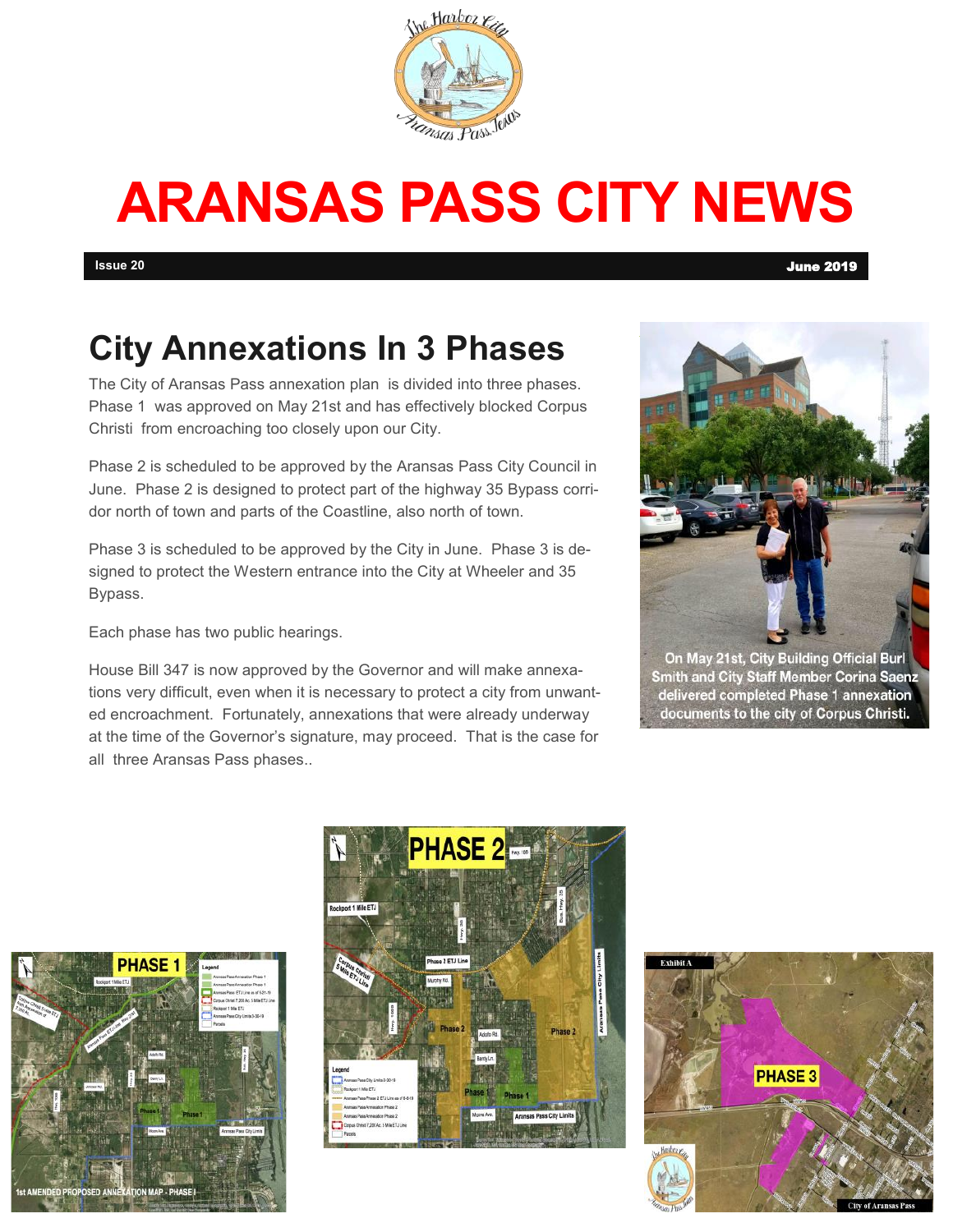# ARANSAS PASS CITY NEWS

**Issue 20** **June 2019**

## City Annexations In 3 Phases

The City of Aransas Pass annexation plan is divided into three phases. Phase 1 was approved on May 21st and has effectively blocked Corpus Christi from encroaching too closely upon our City.

Phase 2 is scheduled to be approved by the Aransas Pass City Council in June. Phase 2 is designed to protect part of the highway 35 Bypass corridor north of town and parts of the Coastline, also north of town.

Phase 3 is scheduled to be approved by the City in June. Phase 3 is designed to protect the Western entrance into the City at Wheeler and 35 Bypass.

Each phase has two public hearings.

House Bill 347 is now approved by the Governor and will make annexations very difficult, even when it is necessary to protect a city from unwanted encroachment. Fortunately, annexations that were already underway at the time of the Governor's signature, may proceed. That is the case for all three Aransas Pass phases..

On May 21st, City Building Official Burl Smith and City Staff Member Corina Saenz delivered completed Phase 1 annexation documents to the city of Corpus Christi.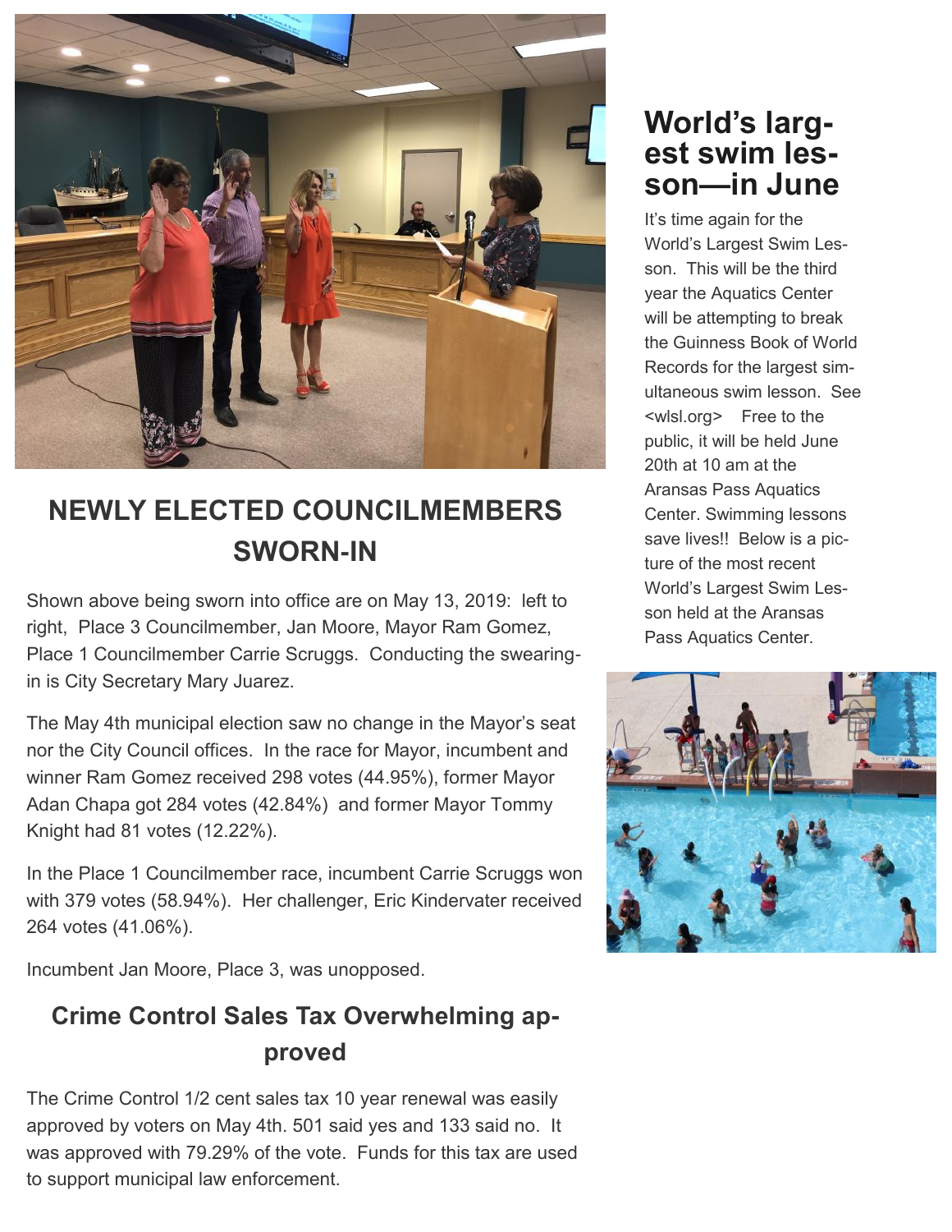## NEWLY ELECTED COUNCILMEMBERS SWORN-IN

Shown above being sworn into office are on May 13, 2019: left to right, Place 3 Councilmember, Jan Moore, Mayor Ram Gomez, Place 1 Councilmember Carrie Scruggs. Conducting the swearing-in is City Secretary Mary Juarez.

The May 4th municipal election saw no change in the Mayor's seat nor the City Council offices. In the race for Mayor, incumbent and winner Ram Gomez received 298 votes (44.95%), former Mayor Adan Chapa got 284 votes (42.84%) and former Mayor Tommy Knight had 81 votes (12.22%).

In the Place 1 Councilmember race, incumbent Carrie Scruggs won with 379 votes (58.94%). Her challenger, Eric Kindervater received 264 votes (41.06%).

Incumbent Jan Moore, Place 3, was unopposed.

## Crime Control Sales Tax Overwhelming approved

The Crime Control 1/2 cent sales tax 10 year renewal was easily approved by voters on May 4th. 501 said yes and 133 said no. It was approved with 79.29% of the vote. Funds for this tax are used to support municipal law enforcement.

## World's largest swim lesson—in June

It's time again for the World's Largest Swim Lesson. This will be the third year the Aquatics Center will be attempting to break the Guinness Book of World Records for the largest simultaneous swim lesson. See <wlsl.org> Free to the public, it will be held June 20th at 10 am at the Aransas Pass Aquatics Center. Swimming lessons save lives!! Below is a picture of the most recent World's Largest Swim Lesson held at the Aransas Pass Aquatics Center.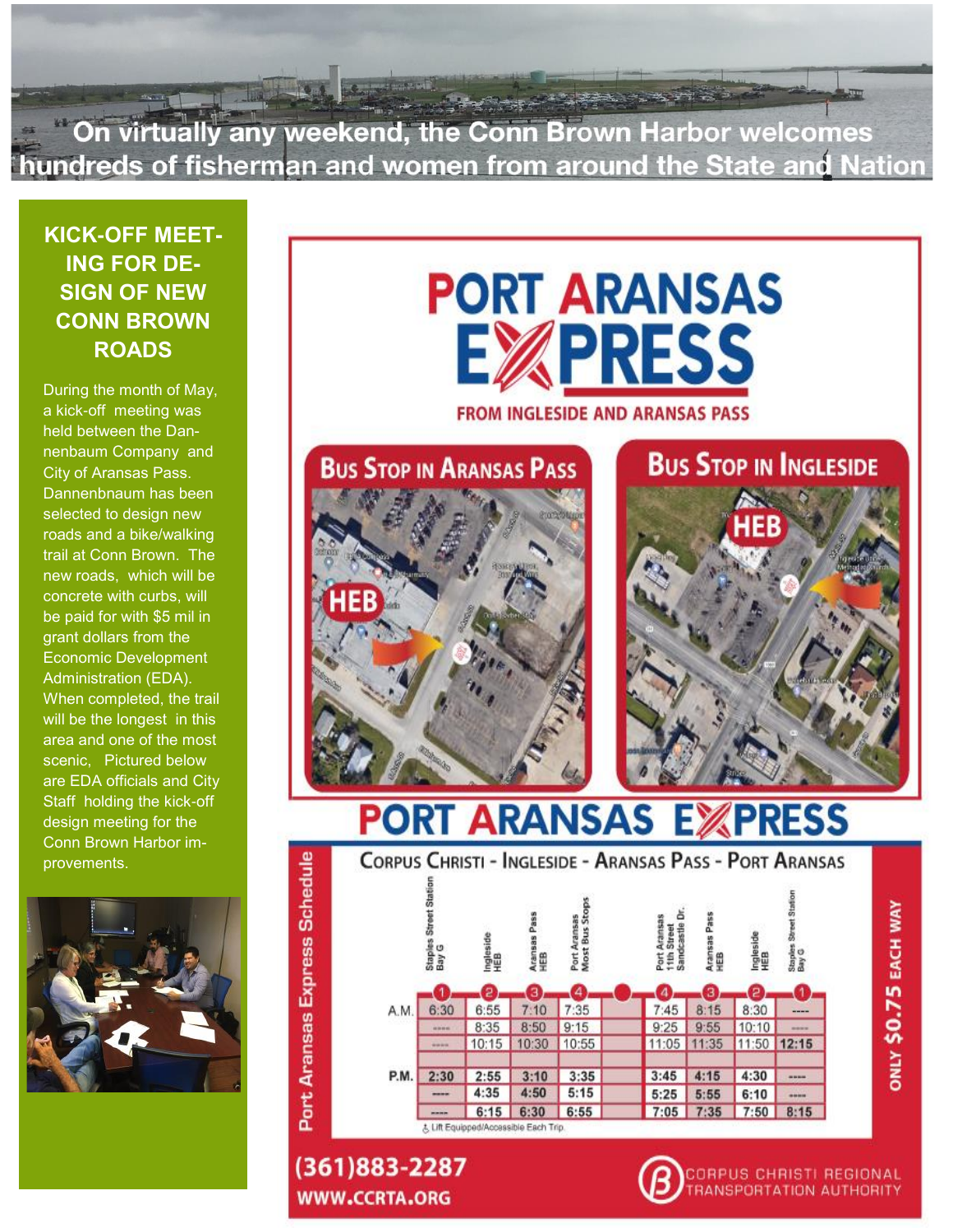On virtually any weekend, the Conn Brown Harbor welcomes hundreds of fisherman and women from around the State and Nation

## KICK-OFF MEETING FOR DESIGN OF NEW CONN BROWN ROADS

During the month of May, a kick-off meeting was held between the Dannenbaum Company and City of Aransas Pass. Dannenbnaum has been selected to design new roads and a bike/walking trail at Conn Brown. The new roads, which will be concrete with curbs, will be paid for with $5 mil in grant dollars from the Economic Development Administration (EDA). When completed, the trail will be the longest in this area and one of the most scenic, Pictured below are EDA officials and City Staff holding the kick-off design meeting for the Conn Brown Harbor improvements.

# PORT ARANSAS EXPRESS

**FROM INGLESIDE AND ARANSAS PASS**

**Bus Stop in Aransas Pass**

**Bus Stop in Ingleside**

## PORT ARANSAS EXPRESS

### Port Aransas Express Schedule

Corpus Christi - Ingleside - Aransas Pass - Port Aransas

| | 1 Staples Street Station Bay G | 2 Ingleside HEB | 3 Aransas Pass HEB | 4 Port Aransas Most Bus Stops | 4 Port Aransas 11th Street Sandcastle Dr. | 3 Aransas Pass HEB | 2 Ingleside HEB | 1 Staples Street Station Bay G |
|---|---|---|---|---|---|---|---|---|
| A.M. | 6:30 | 6:55 | 7:10 | 7:35 | 7:45 | 8:15 | 8:30 | ---- |
| | ---- | 8:35 | 8:50 | 9:15 | 9:25 | 9:55 | 10:10 | ---- |
| | ---- | 10:15 | 10:30 | 10:55 | 11:05 | 11:35 | 11:50 | 12:15 |
| P.M. | 2:30 | 2:55 | 3:10 | 3:35 | 3:45 | 4:15 | 4:30 | ---- |
| | ---- | 4:35 | 4:50 | 5:15 | 5:25 | 5:55 | 6:10 | ---- |
| | ---- | 6:15 | 6:30 | 6:55 | 7:05 | 7:35 | 7:50 | 8:15 |

Lift Equipped/Accessible Each Trip.

**ONLY $0.75 EACH WAY**

**(361)883-2287**
**WWW.CCRTA.ORG**

CORPUS CHRISTI REGIONAL TRANSPORTATION AUTHORITY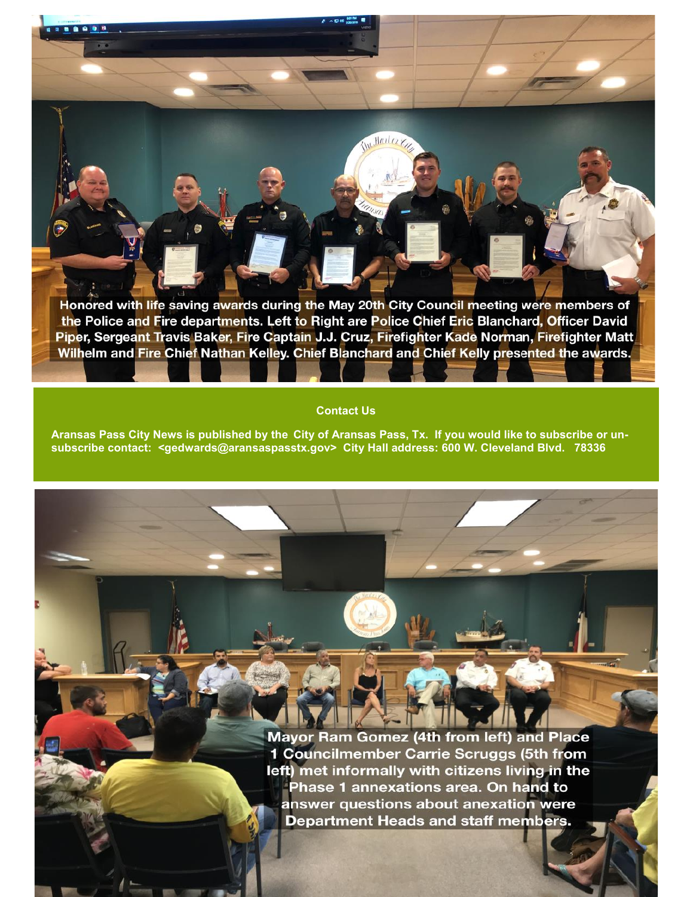Honored with life saving awards during the May 20th City Council meeting were members of the Police and Fire departments. Left to Right are Police Chief Eric Blanchard, Officer David Piper, Sergeant Travis Baker, Fire Captain J.J. Cruz, Firefighter Kade Norman, Firefighter Matt Wilhelm and Fire Chief Nathan Kelley. Chief Blanchard and Chief Kelly presented the awards.

**Contact Us**

**Aransas Pass City News is published by the City of Aransas Pass, Tx. If you would like to subscribe or un-subscribe contact: <gedwards@aransaspasstx.gov> City Hall address: 600 W. Cleveland Blvd. 78336**

Mayor Ram Gomez (4th from left) and Place 1 Councilmember Carrie Scruggs (5th from left) met informally with citizens living in the Phase 1 annexations area. On hand to answer questions about anexation were Department Heads and staff members.